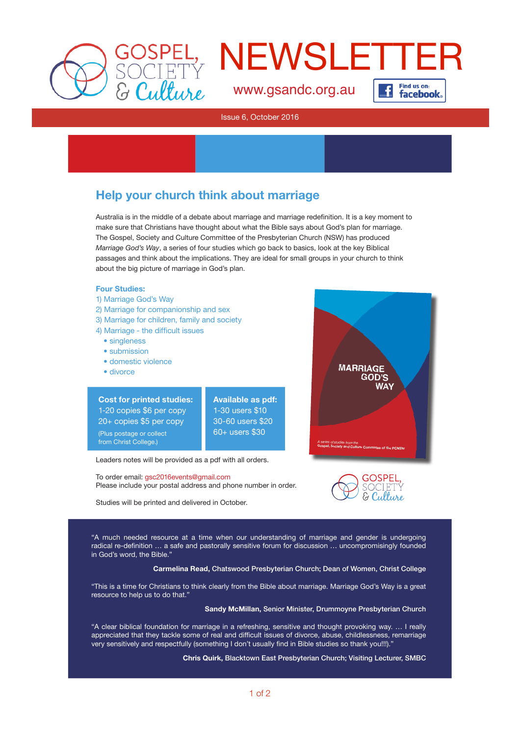# GOSPEL, SOCIETY & Culture NEWSLETTER

www.gsandc.org.au

Find us on: facebook

Issue 6, October 2016

## Help your church think about marriage

Australia is in the middle of a debate about marriage and marriage redefinition. It is a key moment to make sure that Christians have thought about what the Bible says about God's plan for marriage. The Gospel, Society and Culture Committee of the Presbyterian Church (NSW) has produced *Marriage God's Way*, a series of four studies which go back to basics, look at the key Biblical passages and think about the implications. They are ideal for small groups in your church to think about the big picture of marriage in God's plan.

**Four Studies:**

1) Marriage God's Way
2) Marriage for companionship and sex
3) Marriage for children, family and society
4) Marriage - the difficult issues
   - singleness
   - submission
   - domestic violence
   - divorce

**Cost for printed studies:**
1-20 copies $6 per copy
20+ copies $5 per copy
(Plus postage or collect from Christ College.)

**Available as pdf:**
1-30 users $10
30-60 users $20
60+ users $30

Leaders notes will be provided as a pdf with all orders.

To order email: gsc2016events@gmail.com
Please include your postal address and phone number in order.

Studies will be printed and delivered in October.

MARRIAGE GOD'S WAY

A series of studies from the Gospel, Society and Culture Committee of the PCNSW

GOSPEL, SOCIETY & Culture

"A much needed resource at a time when our understanding of marriage and gender is undergoing radical re-definition … a safe and pastorally sensitive forum for discussion … uncompromisingly founded in God's word, the Bible."

**Carmelina Read,** Chatswood Presbyterian Church; Dean of Women, Christ College

"This is a time for Christians to think clearly from the Bible about marriage. Marriage God's Way is a great resource to help us to do that."

**Sandy McMillan,** Senior Minister, Drummoyne Presbyterian Church

"A clear biblical foundation for marriage in a refreshing, sensitive and thought provoking way. … I really appreciated that they tackle some of real and difficult issues of divorce, abuse, childlessness, remarriage very sensitively and respectfully (something I don't usually find in Bible studies so thank you!!!)."

**Chris Quirk,** Blacktown East Presbyterian Church; Visiting Lecturer, SMBC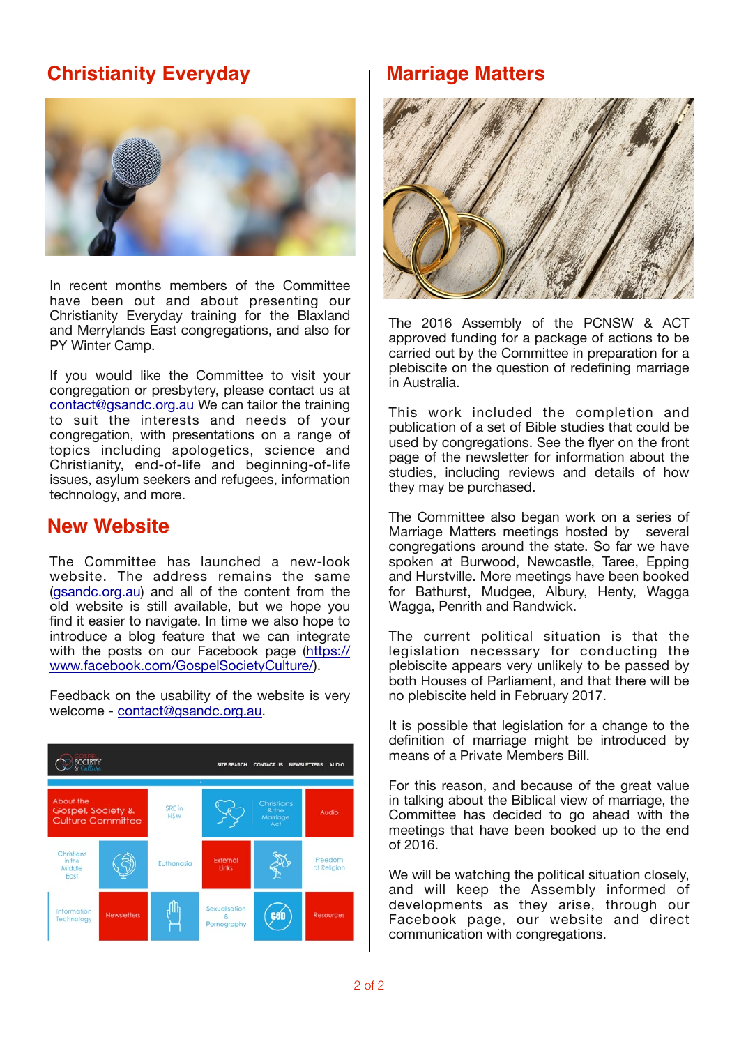## Christianity Everyday

In recent months members of the Committee have been out and about presenting our Christianity Everyday training for the Blaxland and Merrylands East congregations, and also for PY Winter Camp.

If you would like the Committee to visit your congregation or presbytery, please contact us at contact@gsandc.org.au We can tailor the training to suit the interests and needs of your congregation, with presentations on a range of topics including apologetics, science and Christianity, end-of-life and beginning-of-life issues, asylum seekers and refugees, information technology, and more.

## New Website

The Committee has launched a new-look website. The address remains the same (gsandc.org.au) and all of the content from the old website is still available, but we hope you find it easier to navigate. In time we also hope to introduce a blog feature that we can integrate with the posts on our Facebook page (https://www.facebook.com/GospelSocietyCulture/).

Feedback on the usability of the website is very welcome - contact@gsandc.org.au.

## Marriage Matters

The 2016 Assembly of the PCNSW & ACT approved funding for a package of actions to be carried out by the Committee in preparation for a plebiscite on the question of redefining marriage in Australia.

This work included the completion and publication of a set of Bible studies that could be used by congregations. See the flyer on the front page of the newsletter for information about the studies, including reviews and details of how they may be purchased.

The Committee also began work on a series of Marriage Matters meetings hosted by several congregations around the state. So far we have spoken at Burwood, Newcastle, Taree, Epping and Hurstville. More meetings have been booked for Bathurst, Mudgee, Albury, Henty, Wagga Wagga, Penrith and Randwick.

The current political situation is that the legislation necessary for conducting the plebiscite appears very unlikely to be passed by both Houses of Parliament, and that there will be no plebiscite held in February 2017.

It is possible that legislation for a change to the definition of marriage might be introduced by means of a Private Members Bill.

For this reason, and because of the great value in talking about the Biblical view of marriage, the Committee has decided to go ahead with the meetings that have been booked up to the end of 2016.

We will be watching the political situation closely, and will keep the Assembly informed of developments as they arise, through our Facebook page, our website and direct communication with congregations.